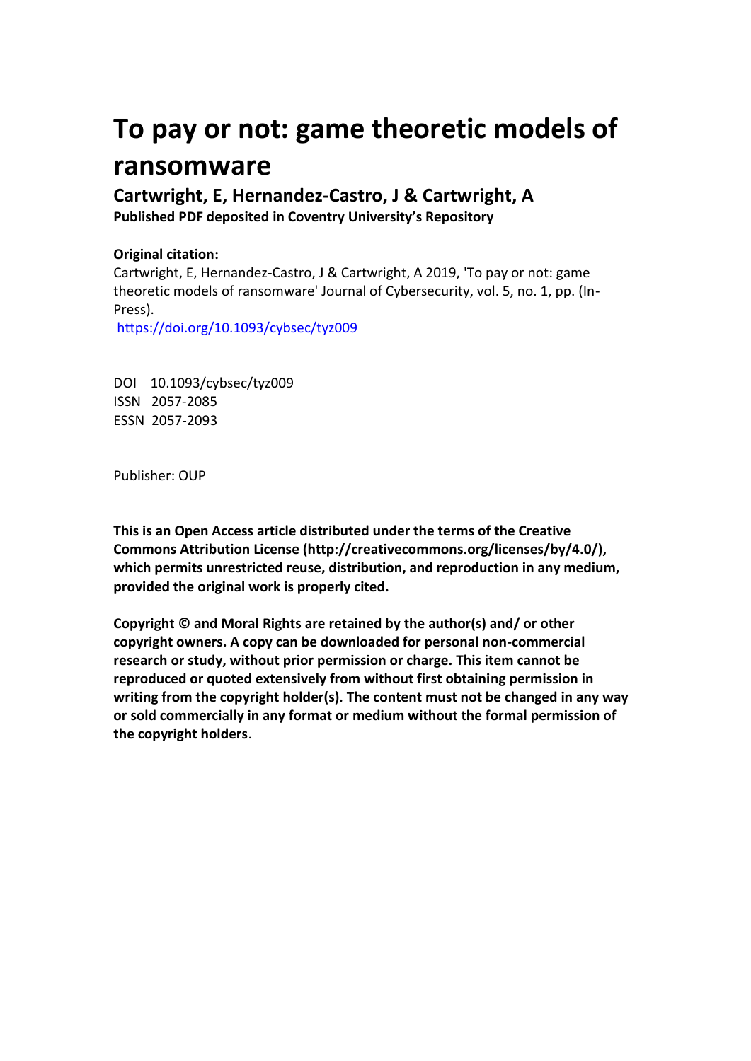# To pay or not: game theoretic models of ransomware

**Cartwright, E, Hernandez-Castro, J & Cartwright, A**

**Published PDF deposited in Coventry University's Repository**

**Original citation:**

Cartwright, E, Hernandez-Castro, J & Cartwright, A 2019, 'To pay or not: game theoretic models of ransomware' Journal of Cybersecurity, vol. 5, no. 1, pp. (In-Press).

https://doi.org/10.1093/cybsec/tyz009

DOI 10.1093/cybsec/tyz009
ISSN 2057-2085
ESSN 2057-2093

Publisher: OUP

**This is an Open Access article distributed under the terms of the Creative Commons Attribution License (http://creativecommons.org/licenses/by/4.0/), which permits unrestricted reuse, distribution, and reproduction in any medium, provided the original work is properly cited.**

**Copyright © and Moral Rights are retained by the author(s) and/ or other copyright owners. A copy can be downloaded for personal non-commercial research or study, without prior permission or charge. This item cannot be reproduced or quoted extensively from without first obtaining permission in writing from the copyright holder(s). The content must not be changed in any way or sold commercially in any format or medium without the formal permission of the copyright holders**.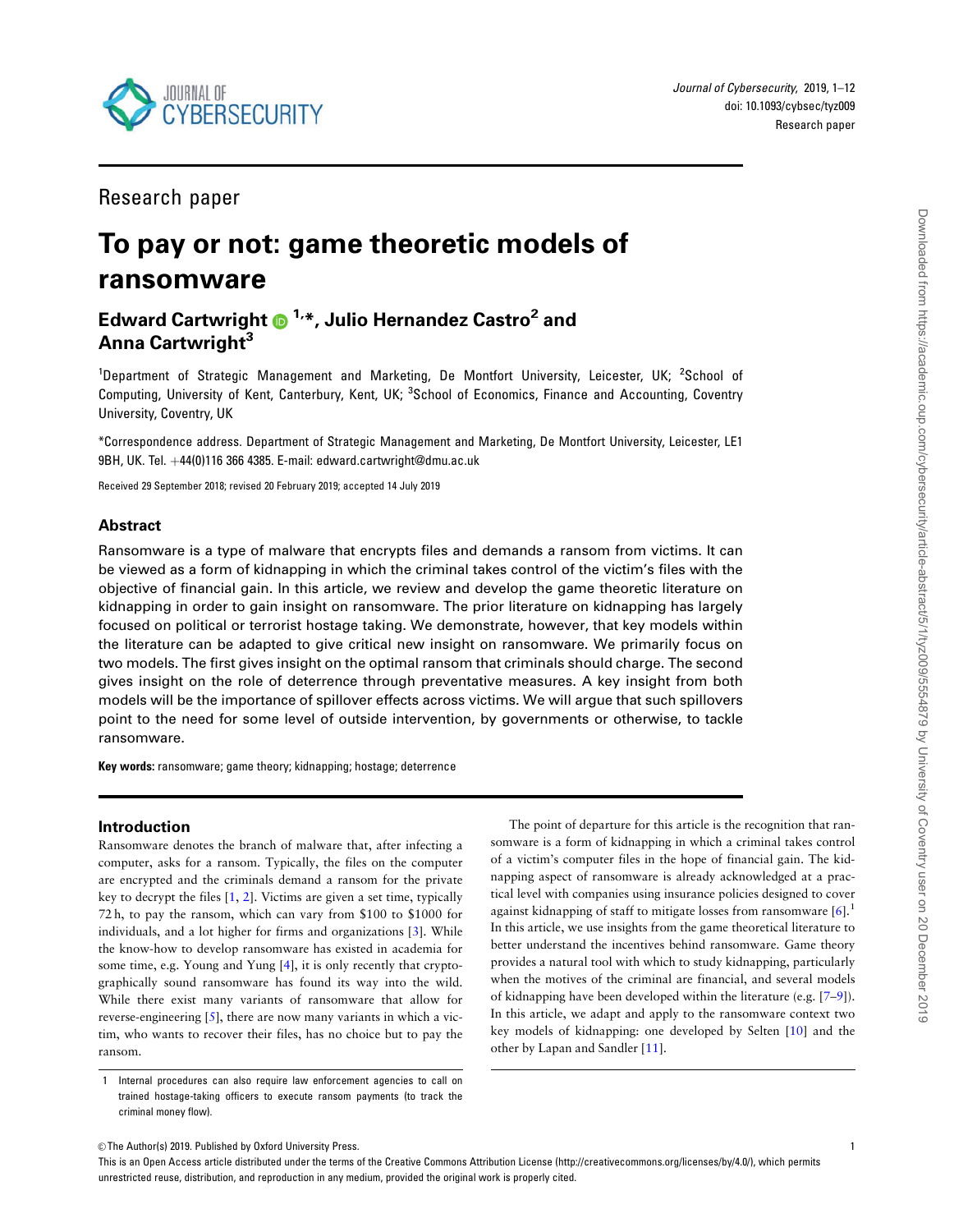Research paper

# To pay or not: game theoretic models of ransomware

**Edward Cartwright**[1,*], **Julio Hernandez Castro**[2] and **Anna Cartwright**[3]

[1]Department of Strategic Management and Marketing, De Montfort University, Leicester, UK; [2]School of Computing, University of Kent, Canterbury, Kent, UK; [3]School of Economics, Finance and Accounting, Coventry University, Coventry, UK

*Correspondence address. Department of Strategic Management and Marketing, De Montfort University, Leicester, LE1 9BH, UK. Tel. +44(0)116 366 4385. E-mail: edward.cartwright@dmu.ac.uk

Received 29 September 2018; revised 20 February 2019; accepted 14 July 2019

## Abstract

Ransomware is a type of malware that encrypts files and demands a ransom from victims. It can be viewed as a form of kidnapping in which the criminal takes control of the victim's files with the objective of financial gain. In this article, we review and develop the game theoretic literature on kidnapping in order to gain insight on ransomware. The prior literature on kidnapping has largely focused on political or terrorist hostage taking. We demonstrate, however, that key models within the literature can be adapted to give critical new insight on ransomware. We primarily focus on two models. The first gives insight on the optimal ransom that criminals should charge. The second gives insight on the role of deterrence through preventative measures. A key insight from both models will be the importance of spillover effects across victims. We will argue that such spillovers point to the need for some level of outside intervention, by governments or otherwise, to tackle ransomware.

**Key words:** ransomware; game theory; kidnapping; hostage; deterrence

## Introduction

Ransomware denotes the branch of malware that, after infecting a computer, asks for a ransom. Typically, the files on the computer are encrypted and the criminals demand a ransom for the private key to decrypt the files [1, 2]. Victims are given a set time, typically 72 h, to pay the ransom, which can vary from $100 to $1000 for individuals, and a lot higher for firms and organizations [3]. While the know-how to develop ransomware has existed in academia for some time, e.g. Young and Yung [4], it is only recently that cryptographically sound ransomware has found its way into the wild. While there exist many variants of ransomware that allow for reverse-engineering [5], there are now many variants in which a victim, who wants to recover their files, has no choice but to pay the ransom.

The point of departure for this article is the recognition that ransomware is a form of kidnapping in which a criminal takes control of a victim's computer files in the hope of financial gain. The kidnapping aspect of ransomware is already acknowledged at a practical level with companies using insurance policies designed to cover against kidnapping of staff to mitigate losses from ransomware [6].[1] In this article, we use insights from the game theoretical literature to better understand the incentives behind ransomware. Game theory provides a natural tool with which to study kidnapping, particularly when the motives of the criminal are financial, and several models of kidnapping have been developed within the literature (e.g. [7–9]). In this article, we adapt and apply to the ransomware context two key models of kidnapping: one developed by Selten [10] and the other by Lapan and Sandler [11].

[1] Internal procedures can also require law enforcement agencies to call on trained hostage-taking officers to execute ransom payments (to track the criminal money flow).

© The Author(s) 2019. Published by Oxford University Press.

This is an Open Access article distributed under the terms of the Creative Commons Attribution License (http://creativecommons.org/licenses/by/4.0/), which permits unrestricted reuse, distribution, and reproduction in any medium, provided the original work is properly cited.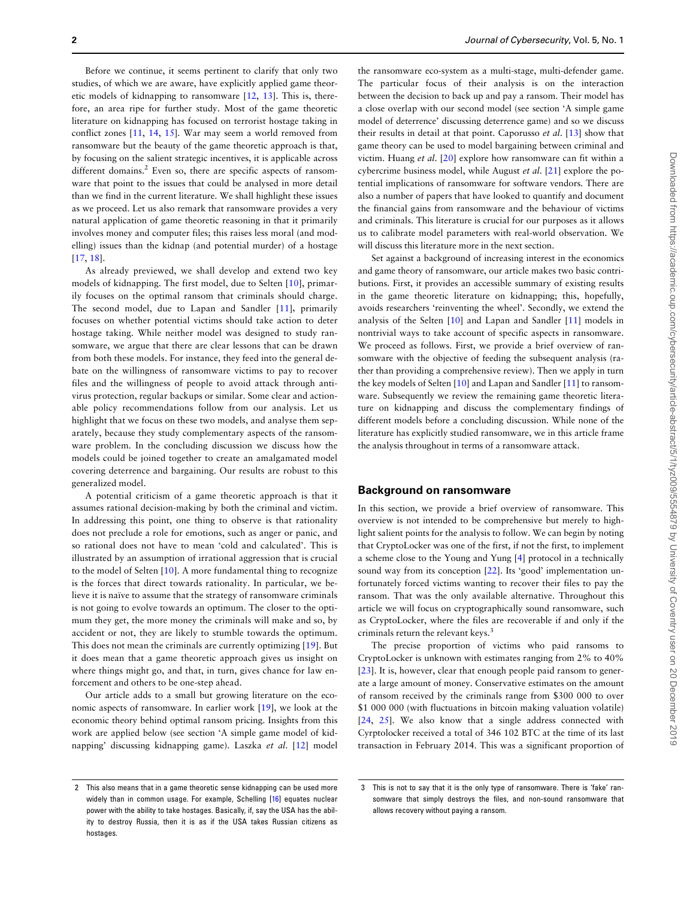Before we continue, it seems pertinent to clarify that only two studies, of which we are aware, have explicitly applied game theoretic models of kidnapping to ransomware [12, 13]. This is, therefore, an area ripe for further study. Most of the game theoretic literature on kidnapping has focused on terrorist hostage taking in conflict zones [11, 14, 15]. War may seem a world removed from ransomware but the beauty of the game theoretic approach is that, by focusing on the salient strategic incentives, it is applicable across different domains.[2] Even so, there are specific aspects of ransomware that point to the issues that could be analysed in more detail than we find in the current literature. We shall highlight these issues as we proceed. Let us also remark that ransomware provides a very natural application of game theoretic reasoning in that it primarily involves money and computer files; this raises less moral (and modelling) issues than the kidnap (and potential murder) of a hostage [17, 18].

As already previewed, we shall develop and extend two key models of kidnapping. The first model, due to Selten [10], primarily focuses on the optimal ransom that criminals should charge. The second model, due to Lapan and Sandler [11], primarily focuses on whether potential victims should take action to deter hostage taking. While neither model was designed to study ransomware, we argue that there are clear lessons that can be drawn from both these models. For instance, they feed into the general debate on the willingness of ransomware victims to pay to recover files and the willingness of people to avoid attack through antivirus protection, regular backups or similar. Some clear and actionable policy recommendations follow from our analysis. Let us highlight that we focus on these two models, and analyse them separately, because they study complementary aspects of the ransomware problem. In the concluding discussion we discuss how the models could be joined together to create an amalgamated model covering deterrence and bargaining. Our results are robust to this generalized model.

A potential criticism of a game theoretic approach is that it assumes rational decision-making by both the criminal and victim. In addressing this point, one thing to observe is that rationality does not preclude a role for emotions, such as anger or panic, and so rational does not have to mean 'cold and calculated'. This is illustrated by an assumption of irrational aggression that is crucial to the model of Selten [10]. A more fundamental thing to recognize is the forces that direct towards rationality. In particular, we believe it is naïve to assume that the strategy of ransomware criminals is not going to evolve towards an optimum. The closer to the optimum they get, the more money the criminals will make and so, by accident or not, they are likely to stumble towards the optimum. This does not mean the criminals are currently optimizing [19]. But it does mean that a game theoretic approach gives us insight on where things might go, and that, in turn, gives chance for law enforcement and others to be one-step ahead.

Our article adds to a small but growing literature on the economic aspects of ransomware. In earlier work [19], we look at the economic theory behind optimal ransom pricing. Insights from this work are applied below (see section 'A simple game model of kidnapping' discussing kidnapping game). Laszka *et al.* [12] model the ransomware eco-system as a multi-stage, multi-defender game. The particular focus of their analysis is on the interaction between the decision to back up and pay a ransom. Their model has a close overlap with our second model (see section 'A simple game model of deterrence' discussing deterrence game) and so we discuss their results in detail at that point. Caporusso *et al.* [13] show that game theory can be used to model bargaining between criminal and victim. Huang *et al.* [20] explore how ransomware can fit within a cybercrime business model, while August *et al.* [21] explore the potential implications of ransomware for software vendors. There are also a number of papers that have looked to quantify and document the financial gains from ransomware and the behaviour of victims and criminals. This literature is crucial for our purposes as it allows us to calibrate model parameters with real-world observation. We will discuss this literature more in the next section.

Set against a background of increasing interest in the economics and game theory of ransomware, our article makes two basic contributions. First, it provides an accessible summary of existing results in the game theoretic literature on kidnapping; this, hopefully, avoids researchers 'reinventing the wheel'. Secondly, we extend the analysis of the Selten [10] and Lapan and Sandler [11] models in nontrivial ways to take account of specific aspects in ransomware. We proceed as follows. First, we provide a brief overview of ransomware with the objective of feeding the subsequent analysis (rather than providing a comprehensive review). Then we apply in turn the key models of Selten [10] and Lapan and Sandler [11] to ransomware. Subsequently we review the remaining game theoretic literature on kidnapping and discuss the complementary findings of different models before a concluding discussion. While none of the literature has explicitly studied ransomware, we in this article frame the analysis throughout in terms of a ransomware attack.

## Background on ransomware

In this section, we provide a brief overview of ransomware. This overview is not intended to be comprehensive but merely to highlight salient points for the analysis to follow. We can begin by noting that CryptoLocker was one of the first, if not the first, to implement a scheme close to the Young and Yung [4] protocol in a technically sound way from its conception [22]. Its 'good' implementation unfortunately forced victims wanting to recover their files to pay the ransom. That was the only available alternative. Throughout this article we will focus on cryptographically sound ransomware, such as CryptoLocker, where the files are recoverable if and only if the criminals return the relevant keys.[3]

The precise proportion of victims who paid ransoms to CryptoLocker is unknown with estimates ranging from 2% to 40% [23]. It is, however, clear that enough people paid ransom to generate a large amount of money. Conservative estimates on the amount of ransom received by the criminals range from \$300 000 to over \$1 000 000 (with fluctuations in bitcoin making valuation volatile) [24, 25]. We also know that a single address connected with Cyrptolocker received a total of 346 102 BTC at the time of its last transaction in February 2014. This was a significant proportion of

2 This also means that in a game theoretic sense kidnapping can be used more widely than in common usage. For example, Schelling [16] equates nuclear power with the ability to take hostages. Basically, if, say the USA has the ability to destroy Russia, then it is as if the USA takes Russian citizens as hostages.

3 This is not to say that it is the only type of ransomware. There is 'fake' ransomware that simply destroys the files, and non-sound ransomware that allows recovery without paying a ransom.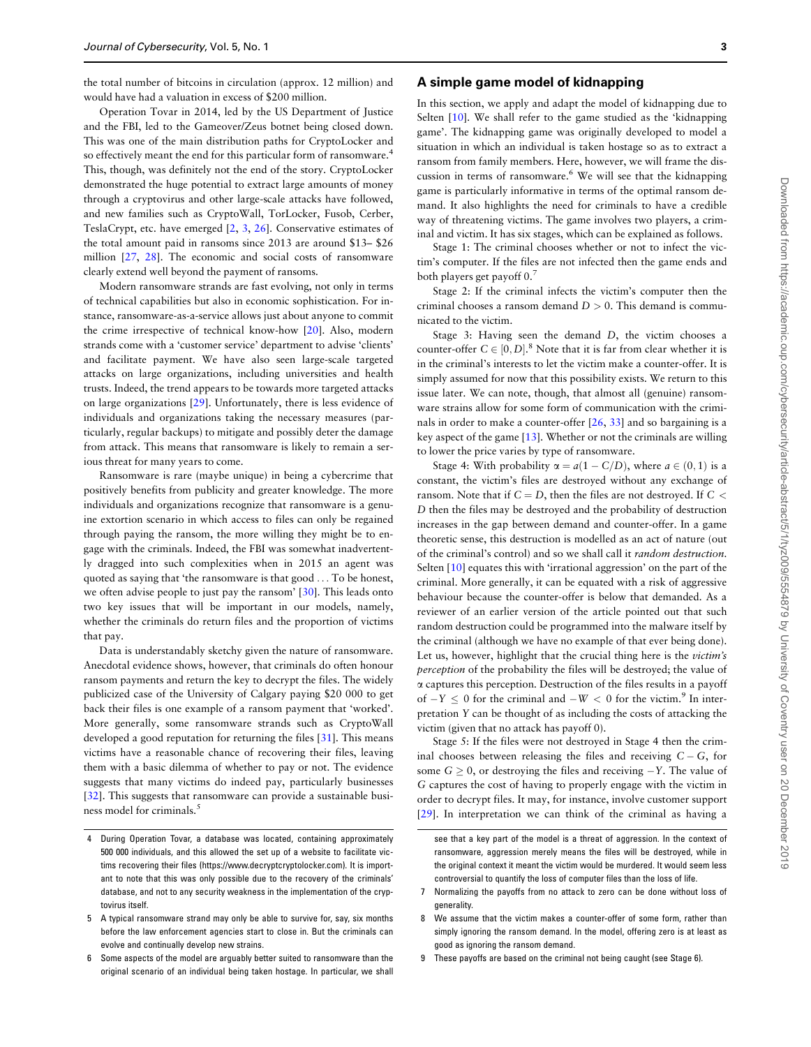the total number of bitcoins in circulation (approx. 12 million) and would have had a valuation in excess of $200 million.

Operation Tovar in 2014, led by the US Department of Justice and the FBI, led to the Gameover/Zeus botnet being closed down. This was one of the main distribution paths for CryptoLocker and so effectively meant the end for this particular form of ransomware.[4] This, though, was definitely not the end of the story. CryptoLocker demonstrated the huge potential to extract large amounts of money through a cryptovirus and other large-scale attacks have followed, and new families such as CryptoWall, TorLocker, Fusob, Cerber, TeslaCrypt, etc. have emerged [2, 3, 26]. Conservative estimates of the total amount paid in ransoms since 2013 are around $13– $26 million [27, 28]. The economic and social costs of ransomware clearly extend well beyond the payment of ransoms.

Modern ransomware strands are fast evolving, not only in terms of technical capabilities but also in economic sophistication. For instance, ransomware-as-a-service allows just about anyone to commit the crime irrespective of technical know-how [20]. Also, modern strands come with a 'customer service' department to advise 'clients' and facilitate payment. We have also seen large-scale targeted attacks on large organizations, including universities and health trusts. Indeed, the trend appears to be towards more targeted attacks on large organizations [29]. Unfortunately, there is less evidence of individuals and organizations taking the necessary measures (particularly, regular backups) to mitigate and possibly deter the damage from attack. This means that ransomware is likely to remain a serious threat for many years to come.

Ransomware is rare (maybe unique) in being a cybercrime that positively benefits from publicity and greater knowledge. The more individuals and organizations recognize that ransomware is a genuine extortion scenario in which access to files can only be regained through paying the ransom, the more willing they might be to engage with the criminals. Indeed, the FBI was somewhat inadvertently dragged into such complexities when in 2015 an agent was quoted as saying that 'the ransomware is that good ... To be honest, we often advise people to just pay the ransom' [30]. This leads onto two key issues that will be important in our models, namely, whether the criminals do return files and the proportion of victims that pay.

Data is understandably sketchy given the nature of ransomware. Anecdotal evidence shows, however, that criminals do often honour ransom payments and return the key to decrypt the files. The widely publicized case of the University of Calgary paying $20 000 to get back their files is one example of a ransom payment that 'worked'. More generally, some ransomware strands such as CryptoWall developed a good reputation for returning the files [31]. This means victims have a reasonable chance of recovering their files, leaving them with a basic dilemma of whether to pay or not. The evidence suggests that many victims do indeed pay, particularly businesses [32]. This suggests that ransomware can provide a sustainable business model for criminals.[5]

## A simple game model of kidnapping

In this section, we apply and adapt the model of kidnapping due to Selten [10]. We shall refer to the game studied as the 'kidnapping game'. The kidnapping game was originally developed to model a situation in which an individual is taken hostage so as to extract a ransom from family members. Here, however, we will frame the discussion in terms of ransomware.[6] We will see that the kidnapping game is particularly informative in terms of the optimal ransom demand. It also highlights the need for criminals to have a credible way of threatening victims. The game involves two players, a criminal and victim. It has six stages, which can be explained as follows.

Stage 1: The criminal chooses whether or not to infect the victim's computer. If the files are not infected then the game ends and both players get payoff 0.[7]

Stage 2: If the criminal infects the victim's computer then the criminal chooses a ransom demand $D > 0$. This demand is communicated to the victim.

Stage 3: Having seen the demand $D$, the victim chooses a counter-offer $C \in [0, D]$.[8] Note that it is far from clear whether it is in the criminal's interests to let the victim make a counter-offer. It is simply assumed for now that this possibility exists. We return to this issue later. We can note, though, that almost all (genuine) ransomware strains allow for some form of communication with the criminals in order to make a counter-offer [26, 33] and so bargaining is a key aspect of the game [13]. Whether or not the criminals are willing to lower the price varies by type of ransomware.

Stage 4: With probability $\alpha = a(1 - C/D)$, where $a \in (0, 1)$ is a constant, the victim's files are destroyed without any exchange of ransom. Note that if $C = D$, then the files are not destroyed. If $C < D$ then the files may be destroyed and the probability of destruction increases in the gap between demand and counter-offer. In a game theoretic sense, this destruction is modelled as an act of nature (out of the criminal's control) and so we shall call it *random destruction*. Selten [10] equates this with 'irrational aggression' on the part of the criminal. More generally, it can be equated with a risk of aggressive behaviour because the counter-offer is below that demanded. As a reviewer of an earlier version of the article pointed out that such random destruction could be programmed into the malware itself by the criminal (although we have no example of that ever being done). Let us, however, highlight that the crucial thing here is the *victim's perception* of the probability the files will be destroyed; the value of $\alpha$ captures this perception. Destruction of the files results in a payoff of $-Y \leq 0$ for the criminal and $-W < 0$ for the victim.[9] In interpretation $Y$ can be thought of as including the costs of attacking the victim (given that no attack has payoff 0).

Stage 5: If the files were not destroyed in Stage 4 then the criminal chooses between releasing the files and receiving $C - G$, for some $G \geq 0$, or destroying the files and receiving $-Y$. The value of $G$ captures the cost of having to properly engage with the victim in order to decrypt files. It may, for instance, involve customer support [29]. In interpretation we can think of the criminal as having a

---

4 During Operation Tovar, a database was located, containing approximately 500 000 individuals, and this allowed the set up of a website to facilitate victims recovering their files (https://www.decryptcryptolocker.com). It is important to note that this was only possible due to the recovery of the criminals' database, and not to any security weakness in the implementation of the cryptovirus itself.

5 A typical ransomware strand may only be able to survive for, say, six months before the law enforcement agencies start to close in. But the criminals can evolve and continually develop new strains.

6 Some aspects of the model are arguably better suited to ransomware than the original scenario of an individual being taken hostage. In particular, we shall see that a key part of the model is a threat of aggression. In the context of ransomware, aggression merely means the files will be destroyed, while in the original context it meant the victim would be murdered. It would seem less controversial to quantify the loss of computer files than the loss of life.

7 Normalizing the payoffs from no attack to zero can be done without loss of generality.

8 We assume that the victim makes a counter-offer of some form, rather than simply ignoring the ransom demand. In the model, offering zero is at least as good as ignoring the ransom demand.

9 These payoffs are based on the criminal not being caught (see Stage 6).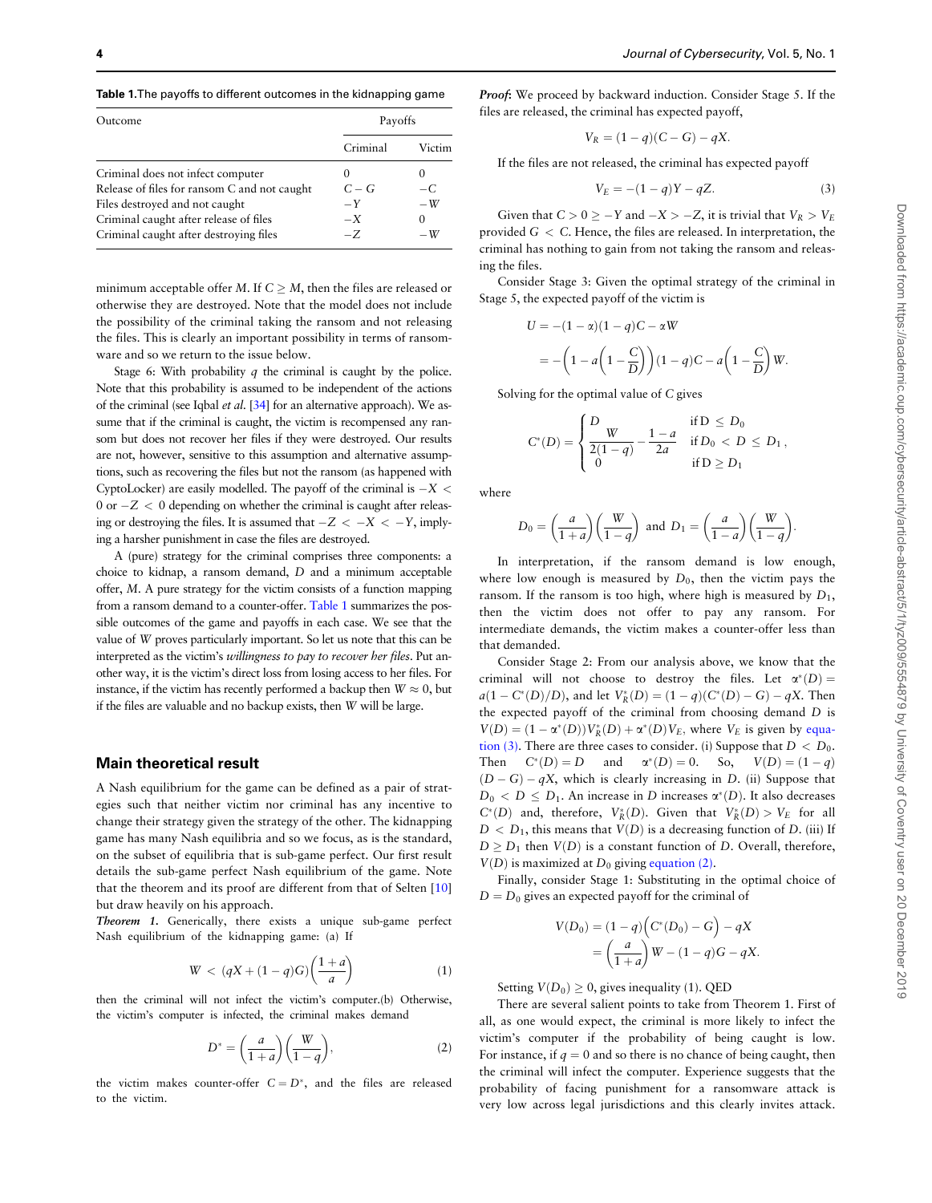**Table 1.** The payoffs to different outcomes in the kidnapping game

| Outcome | Payoffs | |
|---|---|---|
| | Criminal | Victim |
| Criminal does not infect computer | 0 | 0 |
| Release of files for ransom C and not caught | $C-G$ | $-C$ |
| Files destroyed and not caught | $-Y$ | $-W$ |
| Criminal caught after release of files | $-X$ | 0 |
| Criminal caught after destroying files | $-Z$ | $-W$ |

minimum acceptable offer $M$. If $C \geq M$, then the files are released or otherwise they are destroyed. Note that the model does not include the possibility of the criminal taking the ransom and not releasing the files. This is clearly an important possibility in terms of ransomware and so we return to the issue below.

Stage 6: With probability $q$ the criminal is caught by the police. Note that this probability is assumed to be independent of the actions of the criminal (see Iqbal *et al.* [34] for an alternative approach). We assume that if the criminal is caught, the victim is recompensed any ransom but does not recover her files if they were destroyed. Our results are not, however, sensitive to this assumption and alternative assumptions, such as recovering the files but not the ransom (as happened with CyptoLocker) are easily modelled. The payoff of the criminal is $-X < 0$ or $-Z < 0$ depending on whether the criminal is caught after releasing or destroying the files. It is assumed that $-Z < -X < -Y$, implying a harsher punishment in case the files are destroyed.

A (pure) strategy for the criminal comprises three components: a choice to kidnap, a ransom demand, $D$ and a minimum acceptable offer, $M$. A pure strategy for the victim consists of a function mapping from a ransom demand to a counter-offer. Table 1 summarizes the possible outcomes of the game and payoffs in each case. We see that the value of $W$ proves particularly important. So let us note that this can be interpreted as the victim's *willingness to pay to recover her files*. Put another way, it is the victim's direct loss from losing access to her files. For instance, if the victim has recently performed a backup then $W \approx 0$, but if the files are valuable and no backup exists, then $W$ will be large.

## Main theoretical result

A Nash equilibrium for the game can be defined as a pair of strategies such that neither victim nor criminal has any incentive to change their strategy given the strategy of the other. The kidnapping game has many Nash equilibria and so we focus, as is the standard, on the subset of equilibria that is sub-game perfect. Our first result details the sub-game perfect Nash equilibrium of the game. Note that the theorem and its proof are different from that of Selten [10] but draw heavily on his approach.

***Theorem 1.*** Generically, there exists a unique sub-game perfect Nash equilibrium of the kidnapping game: (a) If

$$W < (qX + (1-q)G)\left(\frac{1+a}{a}\right) \tag{1}$$

then the criminal will not infect the victim's computer.(b) Otherwise, the victim's computer is infected, the criminal makes demand

$$D^* = \left(\frac{a}{1+a}\right)\left(\frac{W}{1-q}\right), \tag{2}$$

the victim makes counter-offer $C = D^*$, and the files are released to the victim.

***Proof:*** We proceed by backward induction. Consider Stage 5. If the files are released, the criminal has expected payoff,

$$V_R = (1-q)(C-G) - qX.$$

If the files are not released, the criminal has expected payoff

$$V_E = -(1-q)Y - qZ. \tag{3}$$

Given that $C > 0 \geq -Y$ and $-X > -Z$, it is trivial that $V_R > V_E$ provided $G < C$. Hence, the files are released. In interpretation, the criminal has nothing to gain from not taking the ransom and releasing the files.

Consider Stage 3: Given the optimal strategy of the criminal in Stage 5, the expected payoff of the victim is

$$\begin{aligned} U &= -(1-\alpha)(1-q)C - \alpha W \\ &= -\left(1 - a\left(1 - \frac{C}{D}\right)\right)(1-q)C - a\left(1 - \frac{C}{D}\right)W. \end{aligned}$$

Solving for the optimal value of C gives

$$C^*(D) = \begin{cases} D & \text{if } D \leq D_0 \\ \dfrac{W}{2(1-q)} - \dfrac{1-a}{2a} & \text{if } D_0 < D \leq D_1 \\ 0 & \text{if } D \geq D_1 \end{cases},$$

where

$$D_0 = \left(\frac{a}{1+a}\right)\left(\frac{W}{1-q}\right) \text{ and } D_1 = \left(\frac{a}{1-a}\right)\left(\frac{W}{1-q}\right).$$

In interpretation, if the ransom demand is low enough, where low enough is measured by $D_0$, then the victim pays the ransom. If the ransom is too high, where high is measured by $D_1$, then the victim does not offer to pay any ransom. For intermediate demands, the victim makes a counter-offer less than that demanded.

Consider Stage 2: From our analysis above, we know that the criminal will not choose to destroy the files. Let $\alpha^*(D) = a(1 - C^*(D)/D)$, and let $V_R^*(D) = (1-q)(C^*(D) - G) - qX$. Then the expected payoff of the criminal from choosing demand $D$ is $V(D) = (1-\alpha^*(D))V_R^*(D) + \alpha^*(D)V_E$, where $V_E$ is given by equation (3). There are three cases to consider. (i) Suppose that $D < D_0$. Then $C^*(D) = D$ and $\alpha^*(D) = 0$. So, $V(D) = (1-q)(D-G) - qX$, which is clearly increasing in $D$. (ii) Suppose that $D_0 < D \leq D_1$. An increase in $D$ increases $\alpha^*(D)$. It also decreases $C^*(D)$ and, therefore, $V_R^*(D)$. Given that $V_R^*(D) > V_E$ for all $D < D_1$, this means that $V(D)$ is a decreasing function of $D$. (iii) If $D \geq D_1$ then $V(D)$ is a constant function of $D$. Overall, therefore, $V(D)$ is maximized at $D_0$ giving equation (2).

Finally, consider Stage 1: Substituting in the optimal choice of $D = D_0$ gives an expected payoff for the criminal of

$$\begin{aligned} V(D_0) &= (1-q)\Big(C^*(D_0) - G\Big) - qX \\ &= \left(\frac{a}{1+a}\right)W - (1-q)G - qX. \end{aligned}$$

Setting $V(D_0) \geq 0$, gives inequality (1). QED

There are several salient points to take from Theorem 1. First of all, as one would expect, the criminal is more likely to infect the victim's computer if the probability of being caught is low. For instance, if $q = 0$ and so there is no chance of being caught, then the criminal will infect the computer. Experience suggests that the probability of facing punishment for a ransomware attack is very low across legal jurisdictions and this clearly invites attack.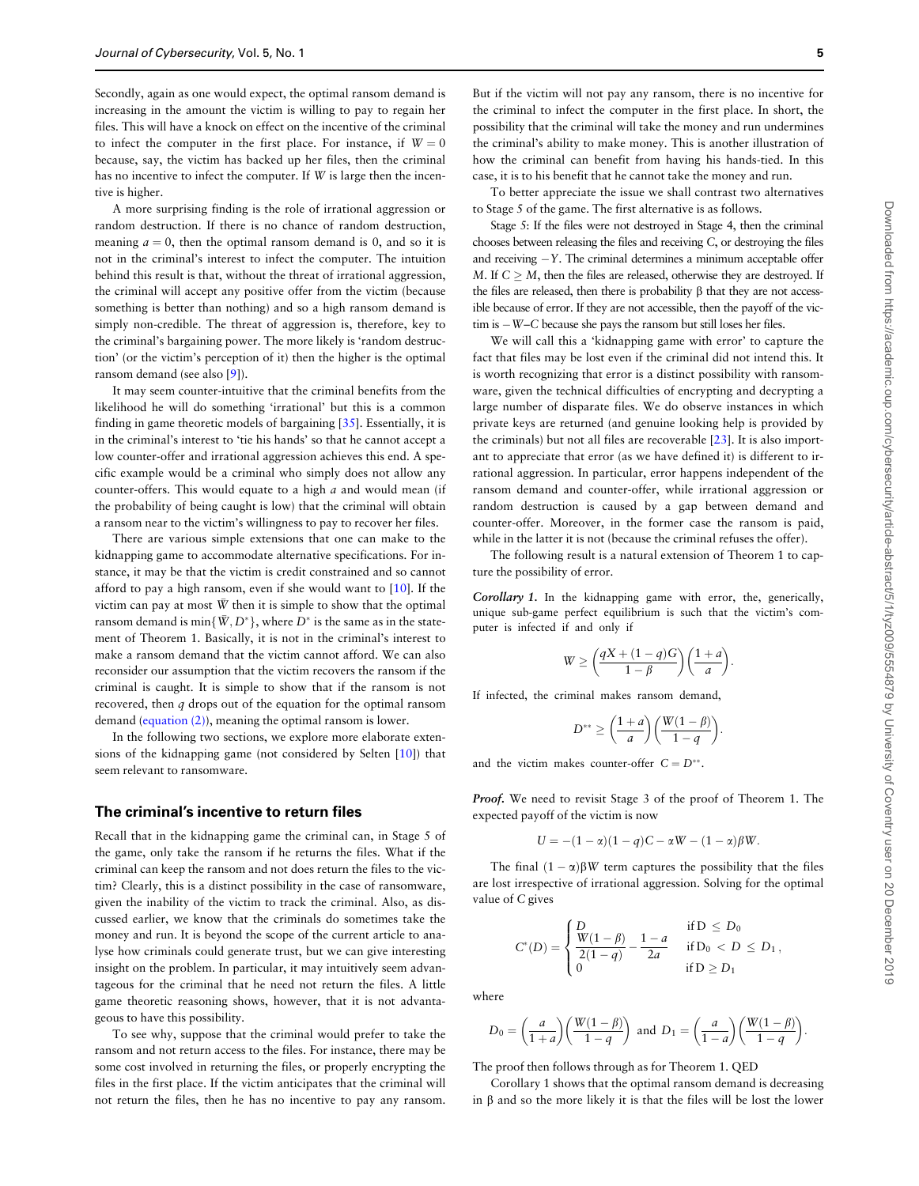Secondly, again as one would expect, the optimal ransom demand is increasing in the amount the victim is willing to pay to regain her files. This will have a knock on effect on the incentive of the criminal to infect the computer in the first place. For instance, if $W = 0$ because, say, the victim has backed up her files, then the criminal has no incentive to infect the computer. If $W$ is large then the incentive is higher.

A more surprising finding is the role of irrational aggression or random destruction. If there is no chance of random destruction, meaning $a = 0$, then the optimal ransom demand is 0, and so it is not in the criminal's interest to infect the computer. The intuition behind this result is that, without the threat of irrational aggression, the criminal will accept any positive offer from the victim (because something is better than nothing) and so a high ransom demand is simply non-credible. The threat of aggression is, therefore, key to the criminal's bargaining power. The more likely is 'random destruction' (or the victim's perception of it) then the higher is the optimal ransom demand (see also [9]).

It may seem counter-intuitive that the criminal benefits from the likelihood he will do something 'irrational' but this is a common finding in game theoretic models of bargaining [35]. Essentially, it is in the criminal's interest to 'tie his hands' so that he cannot accept a low counter-offer and irrational aggression achieves this end. A specific example would be a criminal who simply does not allow any counter-offers. This would equate to a high $a$ and would mean (if the probability of being caught is low) that the criminal will obtain a ransom near to the victim's willingness to pay to recover her files.

There are various simple extensions that one can make to the kidnapping game to accommodate alternative specifications. For instance, it may be that the victim is credit constrained and so cannot afford to pay a high ransom, even if she would want to [10]. If the victim can pay at most $\bar{W}$ then it is simple to show that the optimal ransom demand is $\min\{\bar{W}, D^*\}$, where $D^*$ is the same as in the statement of Theorem 1. Basically, it is not in the criminal's interest to make a ransom demand that the victim cannot afford. We can also reconsider our assumption that the victim recovers the ransom if the criminal is caught. It is simple to show that if the ransom is not recovered, then $q$ drops out of the equation for the optimal ransom demand (equation (2)), meaning the optimal ransom is lower.

In the following two sections, we explore more elaborate extensions of the kidnapping game (not considered by Selten [10]) that seem relevant to ransomware.

## The criminal's incentive to return files

Recall that in the kidnapping game the criminal can, in Stage 5 of the game, only take the ransom if he returns the files. What if the criminal can keep the ransom and not does return the files to the victim? Clearly, this is a distinct possibility in the case of ransomware, given the inability of the victim to track the criminal. Also, as discussed earlier, we know that the criminals do sometimes take the money and run. It is beyond the scope of the current article to analyse how criminals could generate trust, but we can give interesting insight on the problem. In particular, it may intuitively seem advantageous for the criminal that he need not return the files. A little game theoretic reasoning shows, however, that it is not advantageous to have this possibility.

To see why, suppose that the criminal would prefer to take the ransom and not return access to the files. For instance, there may be some cost involved in returning the files, or properly encrypting the files in the first place. If the victim anticipates that the criminal will not return the files, then he has no incentive to pay any ransom. But if the victim will not pay any ransom, there is no incentive for the criminal to infect the computer in the first place. In short, the possibility that the criminal will take the money and run undermines the criminal's ability to make money. This is another illustration of how the criminal can benefit from having his hands-tied. In this case, it is to his benefit that he cannot take the money and run.

To better appreciate the issue we shall contrast two alternatives to Stage 5 of the game. The first alternative is as follows.

Stage 5: If the files were not destroyed in Stage 4, then the criminal chooses between releasing the files and receiving $C$, or destroying the files and receiving $-Y$. The criminal determines a minimum acceptable offer $M$. If $C \geq M$, then the files are released, otherwise they are destroyed. If the files are released, then there is probability β that they are not accessible because of error. If they are not accessible, then the payoff of the victim is $-W$–$C$ because she pays the ransom but still loses her files.

We will call this a 'kidnapping game with error' to capture the fact that files may be lost even if the criminal did not intend this. It is worth recognizing that error is a distinct possibility with ransomware, given the technical difficulties of encrypting and decrypting a large number of disparate files. We do observe instances in which private keys are returned (and genuine looking help is provided by the criminals) but not all files are recoverable [23]. It is also important to appreciate that error (as we have defined it) is different to irrational aggression. In particular, error happens independent of the ransom demand and counter-offer, while irrational aggression or random destruction is caused by a gap between demand and counter-offer. Moreover, in the former case the ransom is paid, while in the latter it is not (because the criminal refuses the offer).

The following result is a natural extension of Theorem 1 to capture the possibility of error.

***Corollary 1.*** In the kidnapping game with error, the, generically, unique sub-game perfect equilibrium is such that the victim's computer is infected if and only if

$$W \geq \left(\frac{qX + (1-q)G}{1-\beta}\right)\left(\frac{1+a}{a}\right).$$

If infected, the criminal makes ransom demand,

$$D^{**} \geq \left(\frac{1+a}{a}\right)\left(\frac{W(1-\beta)}{1-q}\right).$$

and the victim makes counter-offer $C = D^{**}$.

***Proof.*** We need to revisit Stage 3 of the proof of Theorem 1. The expected payoff of the victim is now

$$U = -(1-\alpha)(1-q)C - \alpha W - (1-\alpha)\beta W.$$

The final $(1-\alpha)\beta W$ term captures the possibility that the files are lost irrespective of irrational aggression. Solving for the optimal value of $C$ gives

$$C^*(D) = \begin{cases} D & \text{if } D \leq D_0 \\ \dfrac{W(1-\beta)}{2(1-q)} - \dfrac{1-a}{2a} & \text{if } D_0 < D \leq D_1 \\ 0 & \text{if } D \geq D_1 \end{cases},$$

where

$$D_0 = \left(\frac{a}{1+a}\right)\left(\frac{W(1-\beta)}{1-q}\right) \text{ and } D_1 = \left(\frac{a}{1-a}\right)\left(\frac{W(1-\beta)}{1-q}\right).$$

The proof then follows through as for Theorem 1. QED

Corollary 1 shows that the optimal ransom demand is decreasing in β and so the more likely it is that the files will be lost the lower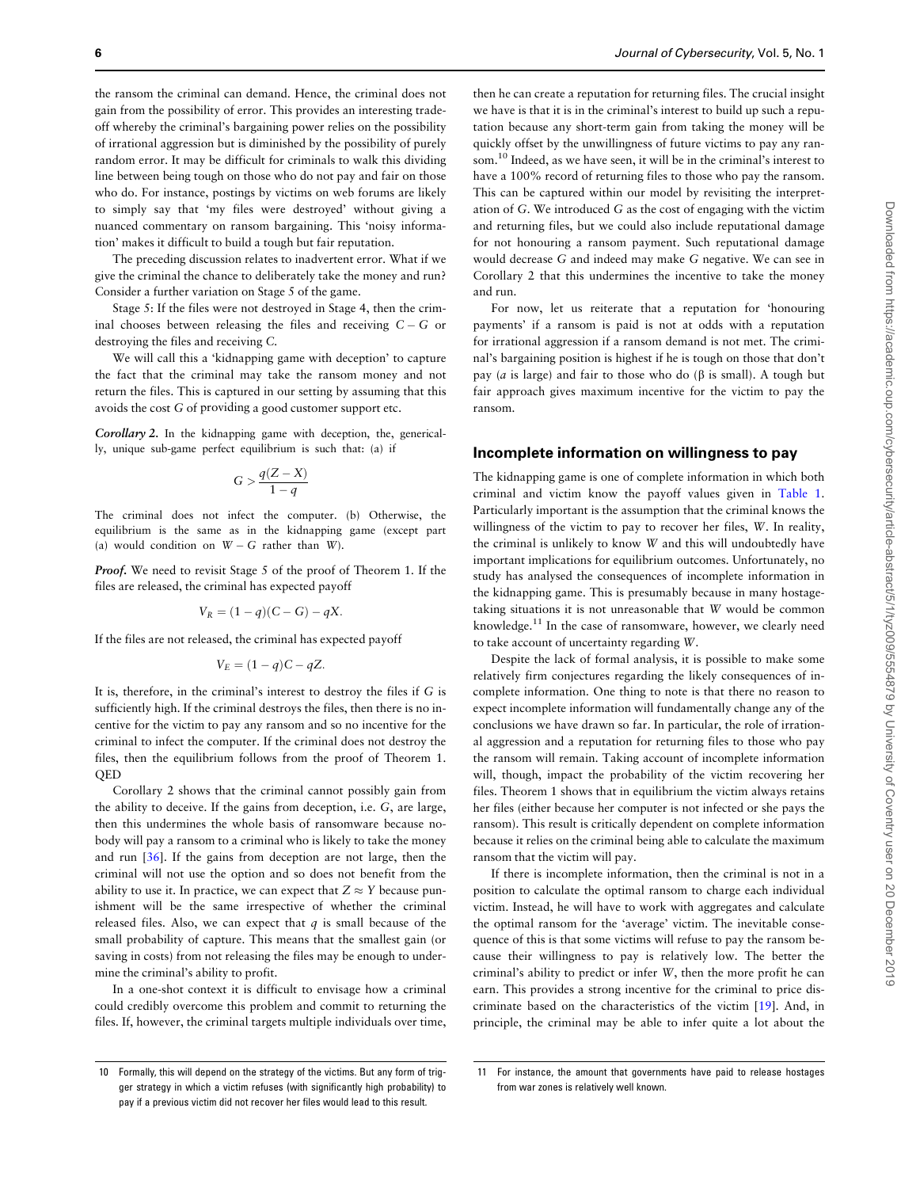the ransom the criminal can demand. Hence, the criminal does not gain from the possibility of error. This provides an interesting trade-off whereby the criminal's bargaining power relies on the possibility of irrational aggression but is diminished by the possibility of purely random error. It may be difficult for criminals to walk this dividing line between being tough on those who do not pay and fair on those who do. For instance, postings by victims on web forums are likely to simply say that 'my files were destroyed' without giving a nuanced commentary on ransom bargaining. This 'noisy information' makes it difficult to build a tough but fair reputation.

The preceding discussion relates to inadvertent error. What if we give the criminal the chance to deliberately take the money and run? Consider a further variation on Stage 5 of the game.

Stage 5: If the files were not destroyed in Stage 4, then the criminal chooses between releasing the files and receiving $C - G$ or destroying the files and receiving $C$.

We will call this a 'kidnapping game with deception' to capture the fact that the criminal may take the ransom money and not return the files. This is captured in our setting by assuming that this avoids the cost $G$ of providing a good customer support etc.

***Corollary 2.*** In the kidnapping game with deception, the, generically, unique sub-game perfect equilibrium is such that: (a) if

$$G > \frac{q(Z - X)}{1 - q}$$

The criminal does not infect the computer. (b) Otherwise, the equilibrium is the same as in the kidnapping game (except part (a) would condition on $W - G$ rather than $W$).

***Proof.*** We need to revisit Stage 5 of the proof of Theorem 1. If the files are released, the criminal has expected payoff

$$V_R = (1 - q)(C - G) - qX.$$

If the files are not released, the criminal has expected payoff

$$V_E = (1 - q)C - qZ.$$

It is, therefore, in the criminal's interest to destroy the files if $G$ is sufficiently high. If the criminal destroys the files, then there is no incentive for the victim to pay any ransom and so no incentive for the criminal to infect the computer. If the criminal does not destroy the files, then the equilibrium follows from the proof of Theorem 1. QED

Corollary 2 shows that the criminal cannot possibly gain from the ability to deceive. If the gains from deception, i.e. $G$, are large, then this undermines the whole basis of ransomware because nobody will pay a ransom to a criminal who is likely to take the money and run [36]. If the gains from deception are not large, then the criminal will not use the option and so does not benefit from the ability to use it. In practice, we can expect that $Z \approx Y$ because punishment will be the same irrespective of whether the criminal released files. Also, we can expect that $q$ is small because of the small probability of capture. This means that the smallest gain (or saving in costs) from not releasing the files may be enough to undermine the criminal's ability to profit.

In a one-shot context it is difficult to envisage how a criminal could credibly overcome this problem and commit to returning the files. If, however, the criminal targets multiple individuals over time, then he can create a reputation for returning files. The crucial insight we have is that it is in the criminal's interest to build up such a reputation because any short-term gain from taking the money will be quickly offset by the unwillingness of future victims to pay any ransom.[10] Indeed, as we have seen, it will be in the criminal's interest to have a 100% record of returning files to those who pay the ransom. This can be captured within our model by revisiting the interpretation of $G$. We introduced $G$ as the cost of engaging with the victim and returning files, but we could also include reputational damage for not honouring a ransom payment. Such reputational damage would decrease $G$ and indeed may make $G$ negative. We can see in Corollary 2 that this undermines the incentive to take the money and run.

For now, let us reiterate that a reputation for 'honouring payments' if a ransom is paid is not at odds with a reputation for irrational aggression if a ransom demand is not met. The criminal's bargaining position is highest if he is tough on those that don't pay ($a$ is large) and fair to those who do ($\beta$ is small). A tough but fair approach gives maximum incentive for the victim to pay the ransom.

## Incomplete information on willingness to pay

The kidnapping game is one of complete information in which both criminal and victim know the payoff values given in Table 1. Particularly important is the assumption that the criminal knows the willingness of the victim to pay to recover her files, $W$. In reality, the criminal is unlikely to know $W$ and this will undoubtedly have important implications for equilibrium outcomes. Unfortunately, no study has analysed the consequences of incomplete information in the kidnapping game. This is presumably because in many hostage-taking situations it is not unreasonable that $W$ would be common knowledge.[11] In the case of ransomware, however, we clearly need to take account of uncertainty regarding $W$.

Despite the lack of formal analysis, it is possible to make some relatively firm conjectures regarding the likely consequences of incomplete information. One thing to note is that there no reason to expect incomplete information will fundamentally change any of the conclusions we have drawn so far. In particular, the role of irrational aggression and a reputation for returning files to those who pay the ransom will remain. Taking account of incomplete information will, though, impact the probability of the victim recovering her files. Theorem 1 shows that in equilibrium the victim always retains her files (either because her computer is not infected or she pays the ransom). This result is critically dependent on complete information because it relies on the criminal being able to calculate the maximum ransom that the victim will pay.

If there is incomplete information, then the criminal is not in a position to calculate the optimal ransom to charge each individual victim. Instead, he will have to work with aggregates and calculate the optimal ransom for the 'average' victim. The inevitable consequence of this is that some victims will refuse to pay the ransom because their willingness to pay is relatively low. The better the criminal's ability to predict or infer $W$, then the more profit he can earn. This provides a strong incentive for the criminal to price discriminate based on the characteristics of the victim [19]. And, in principle, the criminal may be able to infer quite a lot about the

10 Formally, this will depend on the strategy of the victims. But any form of trigger strategy in which a victim refuses (with significantly high probability) to pay if a previous victim did not recover her files would lead to this result.

11 For instance, the amount that governments have paid to release hostages from war zones is relatively well known.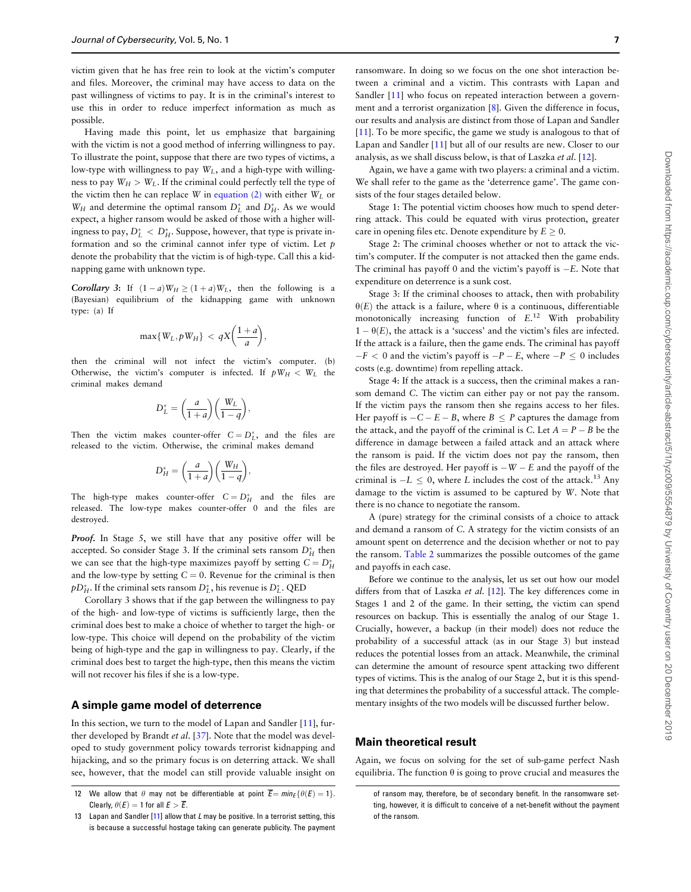victim given that he has free rein to look at the victim's computer and files. Moreover, the criminal may have access to data on the past willingness of victims to pay. It is in the criminal's interest to use this in order to reduce imperfect information as much as possible.

Having made this point, let us emphasize that bargaining with the victim is not a good method of inferring willingness to pay. To illustrate the point, suppose that there are two types of victims, a low-type with willingness to pay $W_L$, and a high-type with willingness to pay $W_H > W_L$. If the criminal could perfectly tell the type of the victim then he can replace $W$ in equation (2) with either $W_L$ or $W_H$ and determine the optimal ransom $D_L^*$ and $D_H^*$. As we would expect, a higher ransom would be asked of those with a higher willingness to pay, $D_L^* < D_H^*$. Suppose, however, that type is private information and so the criminal cannot infer type of victim. Let $p$ denote the probability that the victim is of high-type. Call this a kidnapping game with unknown type.

***Corollary 3***: If $(1-a)W_H \geq (1+a)W_L$, then the following is a (Bayesian) equilibrium of the kidnapping game with unknown type: (a) If

$$\max\{W_L, pW_H\} < qX\left(\frac{1+a}{a}\right),$$

then the criminal will not infect the victim's computer. (b) Otherwise, the victim's computer is infected. If $pW_H < W_L$ the criminal makes demand

$$D_L^* = \left(\frac{a}{1+a}\right)\left(\frac{W_L}{1-q}\right),$$

Then the victim makes counter-offer $C = D_L^*$, and the files are released to the victim. Otherwise, the criminal makes demand

$$D_H^* = \left(\frac{a}{1+a}\right)\left(\frac{W_H}{1-q}\right),$$

The high-type makes counter-offer $C = D_H^*$ and the files are released. The low-type makes counter-offer 0 and the files are destroyed.

***Proof.*** In Stage 5, we still have that any positive offer will be accepted. So consider Stage 3. If the criminal sets ransom $D_H^*$ then we can see that the high-type maximizes payoff by setting $C = D_H^*$ and the low-type by setting $C = 0$. Revenue for the criminal is then $pD_H^*$. If the criminal sets ransom $D_L^*$, his revenue is $D_L^*$. QED

Corollary 3 shows that if the gap between the willingness to pay of the high- and low-type of victims is sufficiently large, then the criminal does best to make a choice of whether to target the high- or low-type. This choice will depend on the probability of the victim being of high-type and the gap in willingness to pay. Clearly, if the criminal does best to target the high-type, then this means the victim will not recover his files if she is a low-type.

## A simple game model of deterrence

In this section, we turn to the model of Lapan and Sandler [11], further developed by Brandt *et al.* [37]. Note that the model was developed to study government policy towards terrorist kidnapping and hijacking, and so the primary focus is on deterring attack. We shall see, however, that the model can still provide valuable insight on ransomware. In doing so we focus on the one shot interaction between a criminal and a victim. This contrasts with Lapan and Sandler [11] who focus on repeated interaction between a government and a terrorist organization [8]. Given the difference in focus, our results and analysis are distinct from those of Lapan and Sandler [11]. To be more specific, the game we study is analogous to that of Lapan and Sandler [11] but all of our results are new. Closer to our analysis, as we shall discuss below, is that of Laszka *et al.* [12].

Again, we have a game with two players: a criminal and a victim. We shall refer to the game as the 'deterrence game'. The game consists of the four stages detailed below.

Stage 1: The potential victim chooses how much to spend deterring attack. This could be equated with virus protection, greater care in opening files etc. Denote expenditure by $E \geq 0$.

Stage 2: The criminal chooses whether or not to attack the victim's computer. If the computer is not attacked then the game ends. The criminal has payoff 0 and the victim's payoff is $-E$. Note that expenditure on deterrence is a sunk cost.

Stage 3: If the criminal chooses to attack, then with probability $\theta(E)$ the attack is a failure, where $\theta$ is a continuous, differentiable monotonically increasing function of $E$.[12] With probability $1-\theta(E)$, the attack is a 'success' and the victim's files are infected. If the attack is a failure, then the game ends. The criminal has payoff $-F < 0$ and the victim's payoff is $-P-E$, where $-P \leq 0$ includes costs (e.g. downtime) from repelling attack.

Stage 4: If the attack is a success, then the criminal makes a ransom demand $C$. The victim can either pay or not pay the ransom. If the victim pays the ransom then she regains access to her files. Her payoff is $-C-E-B$, where $B \leq P$ captures the damage from the attack, and the payoff of the criminal is $C$. Let $A = P - B$ be the difference in damage between a failed attack and an attack where the ransom is paid. If the victim does not pay the ransom, then the files are destroyed. Her payoff is $-W-E$ and the payoff of the criminal is $-L \leq 0$, where $L$ includes the cost of the attack.[13] Any damage to the victim is assumed to be captured by $W$. Note that there is no chance to negotiate the ransom.

A (pure) strategy for the criminal consists of a choice to attack and demand a ransom of $C$. A strategy for the victim consists of an amount spent on deterrence and the decision whether or not to pay the ransom. Table 2 summarizes the possible outcomes of the game and payoffs in each case.

Before we continue to the analysis, let us set out how our model differs from that of Laszka *et al.* [12]. The key differences come in Stages 1 and 2 of the game. In their setting, the victim can spend resources on backup. This is essentially the analog of our Stage 1. Crucially, however, a backup (in their model) does not reduce the probability of a successful attack (as in our Stage 3) but instead reduces the potential losses from an attack. Meanwhile, the criminal can determine the amount of resource spent attacking two different types of victims. This is the analog of our Stage 2, but it is this spending that determines the probability of a successful attack. The complementary insights of the two models will be discussed further below.

## Main theoretical result

Again, we focus on solving for the set of sub-game perfect Nash equilibria. The function $\theta$ is going to prove crucial and measures the

---

12 We allow that $\theta$ may not be differentiable at point $\overline{E} = min_E\{\theta(E) = 1\}$. Clearly, $\theta(E) = 1$ for all $E > \overline{E}$.

13 Lapan and Sandler [11] allow that $L$ may be positive. In a terrorist setting, this is because a successful hostage taking can generate publicity. The payment of ransom may, therefore, be of secondary benefit. In the ransomware setting, however, it is difficult to conceive of a net-benefit without the payment of the ransom.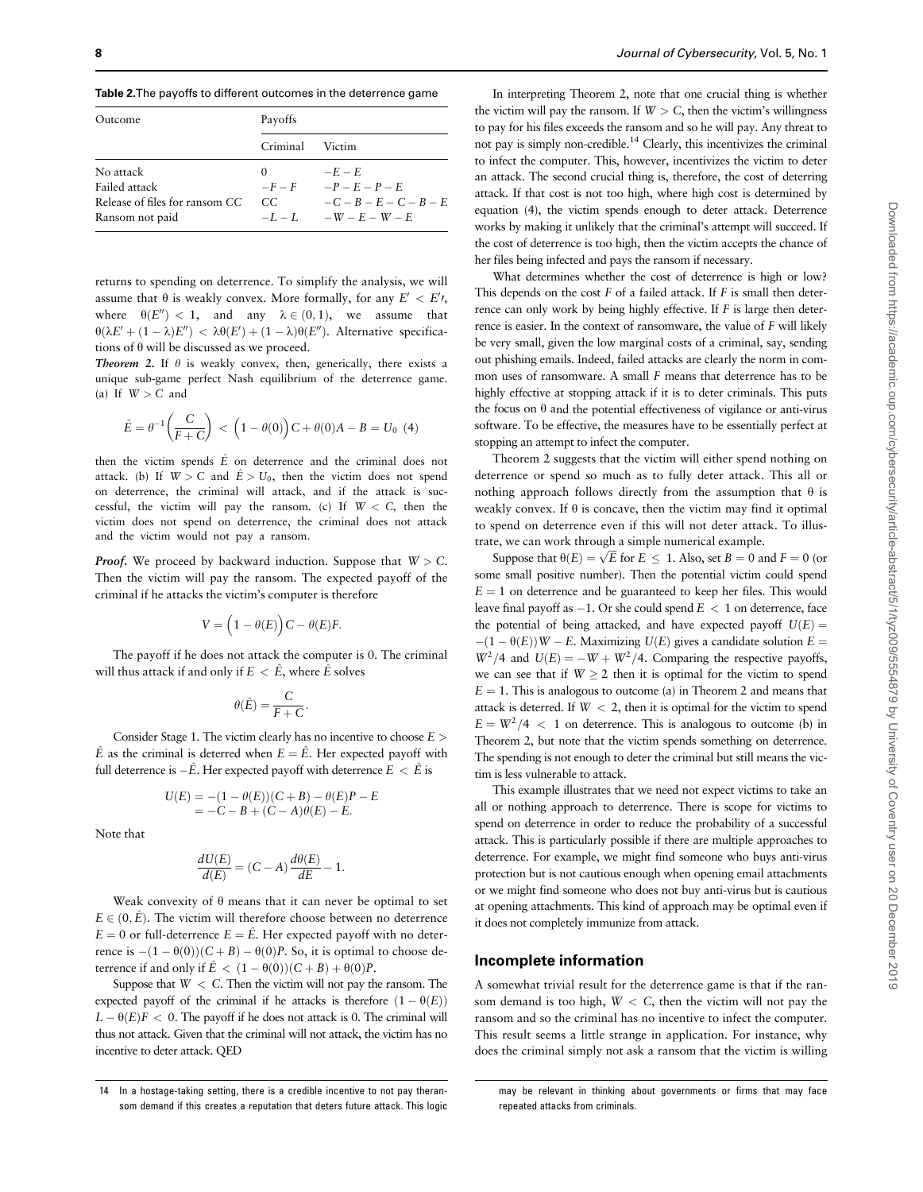**Table 2.** The payoffs to different outcomes in the deterrence game

| Outcome | Payoffs | |
|---|---|---|
| | Criminal | Victim |
| No attack | 0 | $-E$ |
| Failed attack | $-F$ | $-P-E$ |
| Release of files for ransom CC | C | $-C-B-E$ |
| Ransom not paid | $-L$ | $-W-E$ |

returns to spending on deterrence. To simplify the analysis, we will assume that θ is weakly convex. More formally, for any $E' < E''$, where $\theta(E'') < 1$, and any $\lambda \in (0,1)$, we assume that $\theta(\lambda E' + (1-\lambda)E'') < \lambda\theta(E') + (1-\lambda)\theta(E'')$. Alternative specifications of θ will be discussed as we proceed.

***Theorem 2.*** If θ is weakly convex, then, generically, there exists a unique sub-game perfect Nash equilibrium of the deterrence game. (a) If $W > C$ and

$$\hat{E} = \theta^{-1}\left(\frac{C}{F+C}\right) < \left(1-\theta(0)\right)C + \theta(0)A - B = U_0 \quad (4)$$

then the victim spends $\hat{E}$ on deterrence and the criminal does not attack. (b) If $W > C$ and $\hat{E} > U_0$, then the victim does not spend on deterrence, the criminal will attack, and if the attack is successful, the victim will pay the ransom. (c) If $W < C$, then the victim does not spend on deterrence, the criminal does not attack and the victim would not pay a ransom.

***Proof.*** We proceed by backward induction. Suppose that $W > C$. Then the victim will pay the ransom. The expected payoff of the criminal if he attacks the victim's computer is therefore

$$V = \left(1-\theta(E)\right)C - \theta(E)F.$$

The payoff if he does not attack the computer is 0. The criminal will thus attack if and only if $E < \hat{E}$, where $\hat{E}$ solves

$$\theta(\hat{E}) = \frac{C}{F+C}.$$

Consider Stage 1. The victim clearly has no incentive to choose $E > \hat{E}$ as the criminal is deterred when $E = \hat{E}$. Her expected payoff with full deterrence is $-\hat{E}$. Her expected payoff with deterrence $E < \hat{E}$ is

$$\begin{aligned} U(E) &= -(1-\theta(E))(C+B) - \theta(E)P - E \\ &= -C - B + (C-A)\theta(E) - E. \end{aligned}$$

Note that

$$\frac{dU(E)}{d(E)} = (C-A)\frac{d\theta(E)}{dE} - 1.$$

Weak convexity of θ means that it can never be optimal to set $E \in (0, \hat{E})$. The victim will therefore choose between no deterrence $E = 0$ or full-deterrence $E = \hat{E}$. Her expected payoff with no deterrence is $-(1-\theta(0))(C+B) - \theta(0)P$. So, it is optimal to choose deterrence if and only if $\hat{E} < (1-\theta(0))(C+B) + \theta(0)P$.

Suppose that $W < C$. Then the victim will not pay the ransom. The expected payoff of the criminal if he attacks is therefore $(1-\theta(E))L - \theta(E)F < 0$. The payoff if he does not attack is 0. The criminal will thus not attack. Given that the criminal will not attack, the victim has no incentive to deter attack. QED

In interpreting Theorem 2, note that one crucial thing is whether the victim will pay the ransom. If $W > C$, then the victim's willingness to pay for his files exceeds the ransom and so he will pay. Any threat to not pay is simply non-credible.[14] Clearly, this incentivizes the criminal to infect the computer. This, however, incentivizes the victim to deter an attack. The second crucial thing is, therefore, the cost of deterring attack. If that cost is not too high, where high cost is determined by equation (4), the victim spends enough to deter attack. Deterrence works by making it unlikely that the criminal's attempt will succeed. If the cost of deterrence is too high, then the victim accepts the chance of her files being infected and pays the ransom if necessary.

What determines whether the cost of deterrence is high or low? This depends on the cost $F$ of a failed attack. If $F$ is small then deterrence can only work by being highly effective. If $F$ is large then deterrence is easier. In the context of ransomware, the value of $F$ will likely be very small, given the low marginal costs of a criminal, say, sending out phishing emails. Indeed, failed attacks are clearly the norm in common uses of ransomware. A small $F$ means that deterrence has to be highly effective at stopping attack if it is to deter criminals. This puts the focus on θ and the potential effectiveness of vigilance or anti-virus software. To be effective, the measures have to be essentially perfect at stopping an attempt to infect the computer.

Theorem 2 suggests that the victim will either spend nothing on deterrence or spend so much as to fully deter attack. This all or nothing approach follows directly from the assumption that θ is weakly convex. If θ is concave, then the victim may find it optimal to spend on deterrence even if this will not deter attack. To illustrate, we can work through a simple numerical example.

Suppose that $\theta(E) = \sqrt{E}$ for $E \leq 1$. Also, set $B = 0$ and $F = 0$ (or some small positive number). Then the potential victim could spend $E = 1$ on deterrence and be guaranteed to keep her files. This would leave final payoff as $-1$. Or she could spend $E < 1$ on deterrence, face the potential of being attacked, and have expected payoff $U(E) = -(1-\theta(E))W - E$. Maximizing $U(E)$ gives a candidate solution $E = W^2/4$ and $U(E) = -W + W^2/4$. Comparing the respective payoffs, we can see that if $W \geq 2$ then it is optimal for the victim to spend $E = 1$. This is analogous to outcome (a) in Theorem 2 and means that attack is deterred. If $W < 2$, then it is optimal for the victim to spend $E = W^2/4 < 1$ on deterrence. This is analogous to outcome (b) in Theorem 2, but note that the victim spends something on deterrence. The spending is not enough to deter the criminal but still means the victim is less vulnerable to attack.

This example illustrates that we need not expect victims to take an all or nothing approach to deterrence. There is scope for victims to spend on deterrence in order to reduce the probability of a successful attack. This is particularly possible if there are multiple approaches to deterrence. For example, we might find someone who buys anti-virus protection but is not cautious enough when opening email attachments or we might find someone who does not buy anti-virus but is cautious at opening attachments. This kind of approach may be optimal even if it does not completely immunize from attack.

## Incomplete information

A somewhat trivial result for the deterrence game is that if the ransom demand is too high, $W < C$, then the victim will not pay the ransom and so the criminal has no incentive to infect the computer. This result seems a little strange in application. For instance, why does the criminal simply not ask a ransom that the victim is willing

14 In a hostage-taking setting, there is a credible incentive to not pay theransom demand if this creates a reputation that deters future attack. This logic may be relevant in thinking about governments or firms that may face repeated attacks from criminals.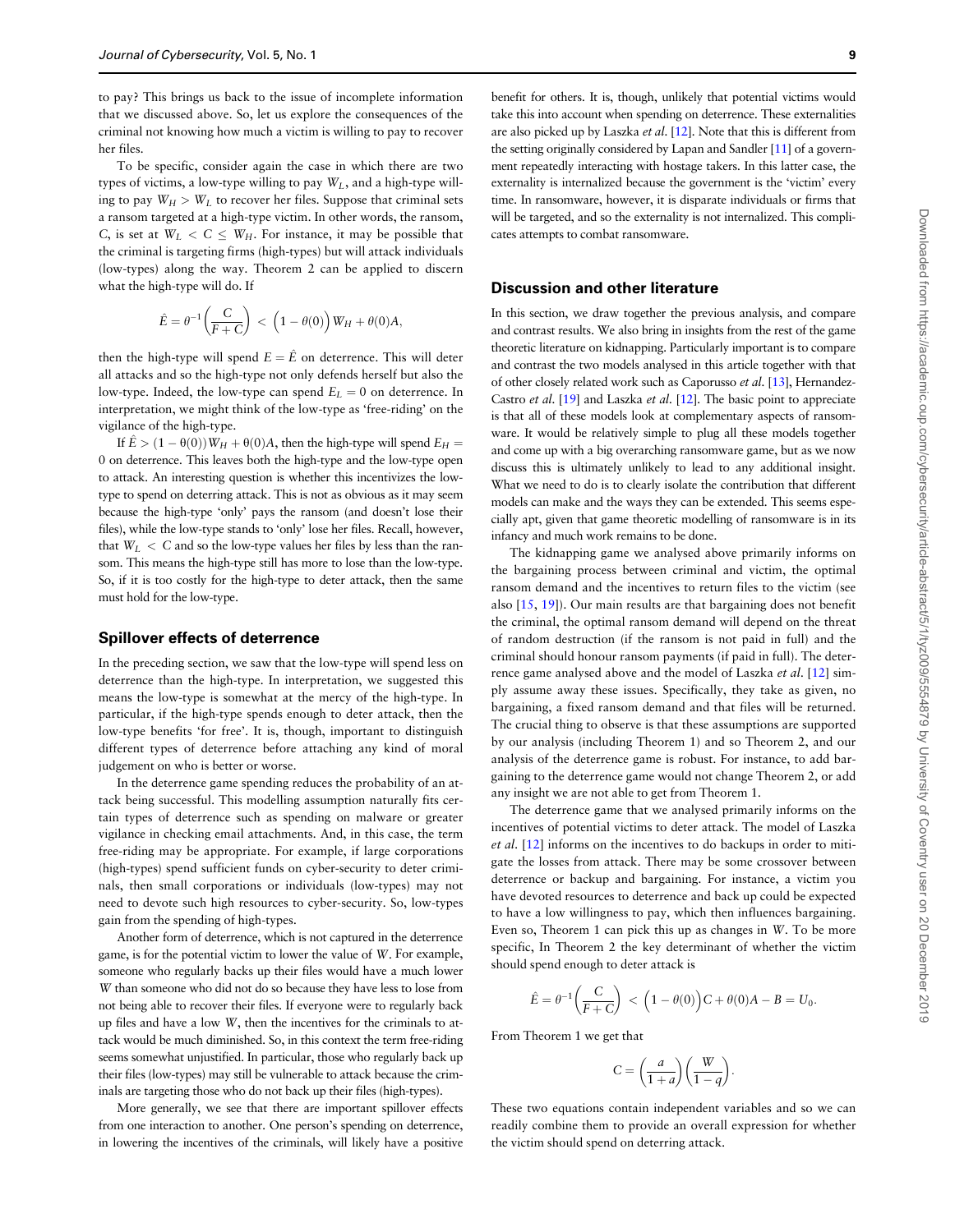to pay? This brings us back to the issue of incomplete information that we discussed above. So, let us explore the consequences of the criminal not knowing how much a victim is willing to pay to recover her files.

To be specific, consider again the case in which there are two types of victims, a low-type willing to pay $W_L$, and a high-type willing to pay $W_H > W_L$ to recover her files. Suppose that criminal sets a ransom targeted at a high-type victim. In other words, the ransom, $C$, is set at $W_L < C \leq W_H$. For instance, it may be possible that the criminal is targeting firms (high-types) but will attack individuals (low-types) along the way. Theorem 2 can be applied to discern what the high-type will do. If

$$\hat{E} = \theta^{-1}\left(\frac{C}{F+C}\right) < \left(1-\theta(0)\right)W_H + \theta(0)A,$$

then the high-type will spend $E = \hat{E}$ on deterrence. This will deter all attacks and so the high-type not only defends herself but also the low-type. Indeed, the low-type can spend $E_L = 0$ on deterrence. In interpretation, we might think of the low-type as 'free-riding' on the vigilance of the high-type.

If $\hat{E} > (1-\theta(0))W_H + \theta(0)A$, then the high-type will spend $E_H = 0$ on deterrence. This leaves both the high-type and the low-type open to attack. An interesting question is whether this incentivizes the low-type to spend on deterring attack. This is not as obvious as it may seem because the high-type 'only' pays the ransom (and doesn't lose their files), while the low-type stands to 'only' lose her files. Recall, however, that $W_L < C$ and so the low-type values her files by less than the ransom. This means the high-type still has more to lose than the low-type. So, if it is too costly for the high-type to deter attack, then the same must hold for the low-type.

## Spillover effects of deterrence

In the preceding section, we saw that the low-type will spend less on deterrence than the high-type. In interpretation, we suggested this means the low-type is somewhat at the mercy of the high-type. In particular, if the high-type spends enough to deter attack, then the low-type benefits 'for free'. It is, though, important to distinguish different types of deterrence before attaching any kind of moral judgement on who is better or worse.

In the deterrence game spending reduces the probability of an attack being successful. This modelling assumption naturally fits certain types of deterrence such as spending on malware or greater vigilance in checking email attachments. And, in this case, the term free-riding may be appropriate. For example, if large corporations (high-types) spend sufficient funds on cyber-security to deter criminals, then small corporations or individuals (low-types) may not need to devote such high resources to cyber-security. So, low-types gain from the spending of high-types.

Another form of deterrence, which is not captured in the deterrence game, is for the potential victim to lower the value of $W$. For example, someone who regularly backs up their files would have a much lower $W$ than someone who did not do so because they have less to lose from not being able to recover their files. If everyone were to regularly back up files and have a low $W$, then the incentives for the criminals to attack would be much diminished. So, in this context the term free-riding seems somewhat unjustified. In particular, those who regularly back up their files (low-types) may still be vulnerable to attack because the criminals are targeting those who do not back up their files (high-types).

More generally, we see that there are important spillover effects from one interaction to another. One person's spending on deterrence, in lowering the incentives of the criminals, will likely have a positive benefit for others. It is, though, unlikely that potential victims would take this into account when spending on deterrence. These externalities are also picked up by Laszka *et al.* [12]. Note that this is different from the setting originally considered by Lapan and Sandler [11] of a government repeatedly interacting with hostage takers. In this latter case, the externality is internalized because the government is the 'victim' every time. In ransomware, however, it is disparate individuals or firms that will be targeted, and so the externality is not internalized. This complicates attempts to combat ransomware.

## Discussion and other literature

In this section, we draw together the previous analysis, and compare and contrast results. We also bring in insights from the rest of the game theoretic literature on kidnapping. Particularly important is to compare and contrast the two models analysed in this article together with that of other closely related work such as Caporusso *et al.* [13], Hernandez-Castro *et al.* [19] and Laszka *et al.* [12]. The basic point to appreciate is that all of these models look at complementary aspects of ransomware. It would be relatively simple to plug all these models together and come up with a big overarching ransomware game, but as we now discuss this is ultimately unlikely to lead to any additional insight. What we need to do is to clearly isolate the contribution that different models can make and the ways they can be extended. This seems especially apt, given that game theoretic modelling of ransomware is in its infancy and much work remains to be done.

The kidnapping game we analysed above primarily informs on the bargaining process between criminal and victim, the optimal ransom demand and the incentives to return files to the victim (see also [15, 19]). Our main results are that bargaining does not benefit the criminal, the optimal ransom demand will depend on the threat of random destruction (if the ransom is not paid in full) and the criminal should honour ransom payments (if paid in full). The deterrence game analysed above and the model of Laszka *et al.* [12] simply assume away these issues. Specifically, they take as given, no bargaining, a fixed ransom demand and that files will be returned. The crucial thing to observe is that these assumptions are supported by our analysis (including Theorem 1) and so Theorem 2, and our analysis of the deterrence game is robust. For instance, to add bargaining to the deterrence game would not change Theorem 2, or add any insight we are not able to get from Theorem 1.

The deterrence game that we analysed primarily informs on the incentives of potential victims to deter attack. The model of Laszka *et al.* [12] informs on the incentives to do backups in order to mitigate the losses from attack. There may be some crossover between deterrence or backup and bargaining. For instance, a victim you have devoted resources to deterrence and back up could be expected to have a low willingness to pay, which then influences bargaining. Even so, Theorem 1 can pick this up as changes in $W$. To be more specific, In Theorem 2 the key determinant of whether the victim should spend enough to deter attack is

$$\hat{E} = \theta^{-1}\left(\frac{C}{F+C}\right) < \left(1-\theta(0)\right)C + \theta(0)A - B = U_0.$$

From Theorem 1 we get that

$$C = \left(\frac{a}{1+a}\right)\left(\frac{W}{1-q}\right).$$

These two equations contain independent variables and so we can readily combine them to provide an overall expression for whether the victim should spend on deterring attack.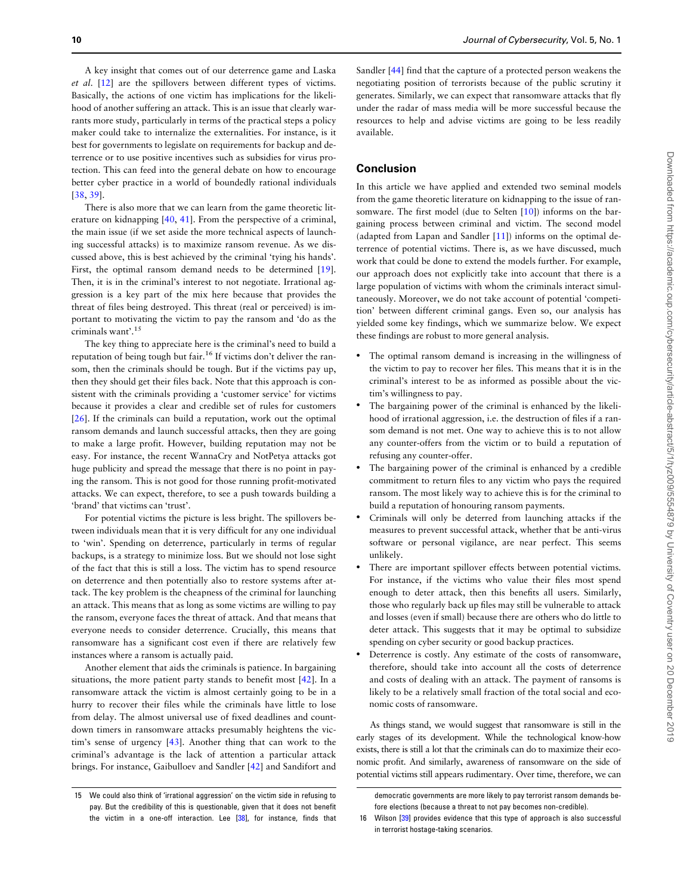A key insight that comes out of our deterrence game and Laska *et al.* [12] are the spillovers between different types of victims. Basically, the actions of one victim has implications for the likelihood of another suffering an attack. This is an issue that clearly warrants more study, particularly in terms of the practical steps a policy maker could take to internalize the externalities. For instance, is it best for governments to legislate on requirements for backup and deterrence or to use positive incentives such as subsidies for virus protection. This can feed into the general debate on how to encourage better cyber practice in a world of boundedly rational individuals [38, 39].

There is also more that we can learn from the game theoretic literature on kidnapping [40, 41]. From the perspective of a criminal, the main issue (if we set aside the more technical aspects of launching successful attacks) is to maximize ransom revenue. As we discussed above, this is best achieved by the criminal 'tying his hands'. First, the optimal ransom demand needs to be determined [19]. Then, it is in the criminal's interest to not negotiate. Irrational aggression is a key part of the mix here because that provides the threat of files being destroyed. This threat (real or perceived) is important to motivating the victim to pay the ransom and 'do as the criminals want'.[15]

The key thing to appreciate here is the criminal's need to build a reputation of being tough but fair.[16] If victims don't deliver the ransom, then the criminals should be tough. But if the victims pay up, then they should get their files back. Note that this approach is consistent with the criminals providing a 'customer service' for victims because it provides a clear and credible set of rules for customers [26]. If the criminals can build a reputation, work out the optimal ransom demands and launch successful attacks, then they are going to make a large profit. However, building reputation may not be easy. For instance, the recent WannaCry and NotPetya attacks got huge publicity and spread the message that there is no point in paying the ransom. This is not good for those running profit-motivated attacks. We can expect, therefore, to see a push towards building a 'brand' that victims can 'trust'.

For potential victims the picture is less bright. The spillovers between individuals mean that it is very difficult for any one individual to 'win'. Spending on deterrence, particularly in terms of regular backups, is a strategy to minimize loss. But we should not lose sight of the fact that this is still a loss. The victim has to spend resource on deterrence and then potentially also to restore systems after attack. The key problem is the cheapness of the criminal for launching an attack. This means that as long as some victims are willing to pay the ransom, everyone faces the threat of attack. And that means that everyone needs to consider deterrence. Crucially, this means that ransomware has a significant cost even if there are relatively few instances where a ransom is actually paid.

Another element that aids the criminals is patience. In bargaining situations, the more patient party stands to benefit most [42]. In a ransomware attack the victim is almost certainly going to be in a hurry to recover their files while the criminals have little to lose from delay. The almost universal use of fixed deadlines and countdown timers in ransomware attacks presumably heightens the victim's sense of urgency [43]. Another thing that can work to the criminal's advantage is the lack of attention a particular attack brings. For instance, Gaibulloev and Sandler [42] and Sandifort and Sandler [44] find that the capture of a protected person weakens the negotiating position of terrorists because of the public scrutiny it generates. Similarly, we can expect that ransomware attacks that fly under the radar of mass media will be more successful because the resources to help and advise victims are going to be less readily available.

## Conclusion

In this article we have applied and extended two seminal models from the game theoretic literature on kidnapping to the issue of ransomware. The first model (due to Selten [10]) informs on the bargaining process between criminal and victim. The second model (adapted from Lapan and Sandler [11]) informs on the optimal deterrence of potential victims. There is, as we have discussed, much work that could be done to extend the models further. For example, our approach does not explicitly take into account that there is a large population of victims with whom the criminals interact simultaneously. Moreover, we do not take account of potential 'competition' between different criminal gangs. Even so, our analysis has yielded some key findings, which we summarize below. We expect these findings are robust to more general analysis.

- The optimal ransom demand is increasing in the willingness of the victim to pay to recover her files. This means that it is in the criminal's interest to be as informed as possible about the victim's willingness to pay.
- The bargaining power of the criminal is enhanced by the likelihood of irrational aggression, i.e. the destruction of files if a ransom demand is not met. One way to achieve this is to not allow any counter-offers from the victim or to build a reputation of refusing any counter-offer.
- The bargaining power of the criminal is enhanced by a credible commitment to return files to any victim who pays the required ransom. The most likely way to achieve this is for the criminal to build a reputation of honouring ransom payments.
- Criminals will only be deterred from launching attacks if the measures to prevent successful attack, whether that be anti-virus software or personal vigilance, are near perfect. This seems unlikely.
- There are important spillover effects between potential victims. For instance, if the victims who value their files most spend enough to deter attack, then this benefits all users. Similarly, those who regularly back up files may still be vulnerable to attack and losses (even if small) because there are others who do little to deter attack. This suggests that it may be optimal to subsidize spending on cyber security or good backup practices.
- Deterrence is costly. Any estimate of the costs of ransomware, therefore, should take into account all the costs of deterrence and costs of dealing with an attack. The payment of ransoms is likely to be a relatively small fraction of the total social and economic costs of ransomware.

As things stand, we would suggest that ransomware is still in the early stages of its development. While the technological know-how exists, there is still a lot that the criminals can do to maximize their economic profit. And similarly, awareness of ransomware on the side of potential victims still appears rudimentary. Over time, therefore, we can

15 We could also think of 'irrational aggression' on the victim side in refusing to pay. But the credibility of this is questionable, given that it does not benefit the victim in a one-off interaction. Lee [38], for instance, finds that democratic governments are more likely to pay terrorist ransom demands before elections (because a threat to not pay becomes non-credible).

16 Wilson [39] provides evidence that this type of approach is also successful in terrorist hostage-taking scenarios.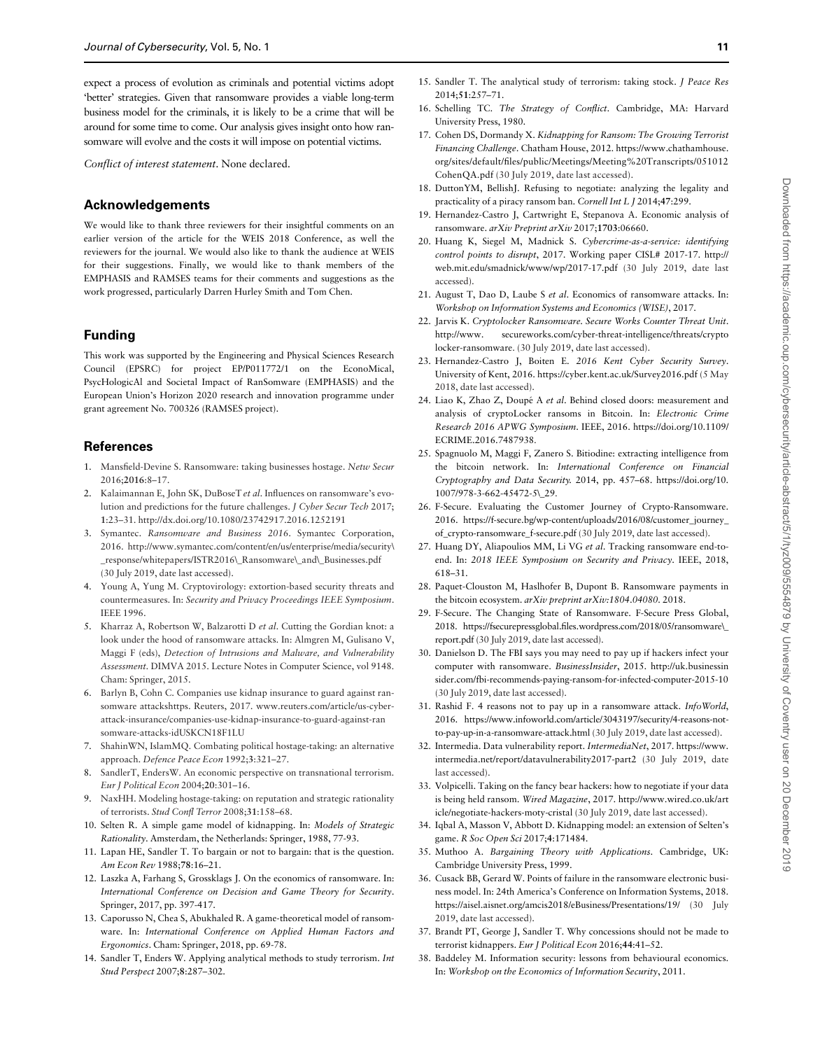expect a process of evolution as criminals and potential victims adopt 'better' strategies. Given that ransomware provides a viable long-term business model for the criminals, it is likely to be a crime that will be around for some time to come. Our analysis gives insight onto how ransomware will evolve and the costs it will impose on potential victims.

*Conflict of interest statement*. None declared.

## Acknowledgements

We would like to thank three reviewers for their insightful comments on an earlier version of the article for the WEIS 2018 Conference, as well the reviewers for the journal. We would also like to thank the audience at WEIS for their suggestions. Finally, we would like to thank members of the EMPHASIS and RAMSES teams for their comments and suggestions as the work progressed, particularly Darren Hurley Smith and Tom Chen.

## Funding

This work was supported by the Engineering and Physical Sciences Research Council (EPSRC) for project EP/P011772/1 on the EconoMical, PsycHologicAl and Societal Impact of RanSomware (EMPHASIS) and the European Union's Horizon 2020 research and innovation programme under grant agreement No. 700326 (RAMSES project).

## References

1. Mansfield-Devine S. Ransomware: taking businesses hostage. *Netw Secur* 2016;**2016**:8–17.
2. Kalaimannan E, John SK, DuBoseT *et al*. Influences on ransomware's evolution and predictions for the future challenges. *J Cyber Secur Tech* 2017; **1**:23–31. http://dx.doi.org/10.1080/23742917.2016.1252191
3. Symantec. *Ransomware and Business 2016*. Symantec Corporation, 2016. http://www.symantec.com/content/en/us/enterprise/media/security\_response/whitepapers/ISTR2016\_Ransomware\_and\_Businesses.pdf (30 July 2019, date last accessed).
4. Young A, Yung M. Cryptovirology: extortion-based security threats and countermeasures. In: *Security and Privacy Proceedings IEEE Symposium*. IEEE 1996.
5. Kharraz A, Robertson W, Balzarotti D *et al*. Cutting the Gordian knot: a look under the hood of ransomware attacks. In: Almgren M, Gulisano V, Maggi F (eds), *Detection of Intrusions and Malware, and Vulnerability Assessment*. DIMVA 2015. Lecture Notes in Computer Science, vol 9148. Cham: Springer, 2015.
6. Barlyn B, Cohn C. Companies use kidnap insurance to guard against ransomware attackshttps. Reuters, 2017. www.reuters.com/article/us-cyber-attack-insurance/companies-use-kidnap-insurance-to-guard-against-ransomware-attacks-idUSKCN18F1LU
7. ShahinWN, IslamMQ. Combating political hostage-taking: an alternative approach. *Defence Peace Econ* 1992;**3**:321–27.
8. SandlerT, EndersW. An economic perspective on transnational terrorism. *Eur J Political Econ* 2004;**20**:301–16.
9. NaxHH. Modeling hostage-taking: on reputation and strategic rationality of terrorists. *Stud Confl Terror* 2008;**31**:158–68.
10. Selten R. A simple game model of kidnapping. In: *Models of Strategic Rationality*. Amsterdam, the Netherlands: Springer, 1988, 77-93.
11. Lapan HE, Sandler T. To bargain or not to bargain: that is the question. *Am Econ Rev* 1988;**78**:16–21.
12. Laszka A, Farhang S, Grossklags J. On the economics of ransomware. In: *International Conference on Decision and Game Theory for Security*. Springer, 2017, pp. 397-417.
13. Caporusso N, Chea S, Abukhaled R. A game-theoretical model of ransomware. In: *International Conference on Applied Human Factors and Ergonomics*. Cham: Springer, 2018, pp. 69-78.
14. Sandler T, Enders W. Applying analytical methods to study terrorism. *Int Stud Perspect* 2007;**8**:287–302.
15. Sandler T. The analytical study of terrorism: taking stock. *J Peace Res* 2014;**51**:257–71.
16. Schelling TC. *The Strategy of Conflict*. Cambridge, MA: Harvard University Press, 1980.
17. Cohen DS, Dormandy X. *Kidnapping for Ransom: The Growing Terrorist Financing Challenge*. Chatham House, 2012. https://www.chathamhouse.org/sites/default/files/public/Meetings/Meeting%20Transcripts/051012CohenQA.pdf (30 July 2019, date last accessed).
18. DuttonYM, BellishJ. Refusing to negotiate: analyzing the legality and practicality of a piracy ransom ban. *Cornell Int L J* 2014;**47**:299.
19. Hernandez-Castro J, Cartwright E, Stepanova A. Economic analysis of ransomware. *arXiv Preprint arXiv* 2017;**1703**:06660.
20. Huang K, Siegel M, Madnick S. *Cybercrime-as-a-service: identifying control points to disrupt*, 2017. Working paper CISL# 2017-17. http://web.mit.edu/smadnick/www/wp/2017-17.pdf (30 July 2019, date last accessed).
21. August T, Dao D, Laube S *et al*. Economics of ransomware attacks. In: *Workshop on Information Systems and Economics (WISE)*, 2017.
22. Jarvis K. *Cryptolocker Ransomware. Secure Works Counter Threat Unit*. http://www.secureworks.com/cyber-threat-intelligence/threats/cryptolocker-ransomware. (30 July 2019, date last accessed).
23. Hernandez-Castro J, Boiten E. *2016 Kent Cyber Security Survey*. University of Kent, 2016. https://cyber.kent.ac.uk/Survey2016.pdf (5 May 2018, date last accessed).
24. Liao K, Zhao Z, Doupé A *et al*. Behind closed doors: measurement and analysis of cryptoLocker ransoms in Bitcoin. In: *Electronic Crime Research 2016 APWG Symposium*. IEEE, 2016. https://doi.org/10.1109/ECRIME.2016.7487938.
25. Spagnuolo M, Maggi F, Zanero S. Bitiodine: extracting intelligence from the bitcoin network. In: *International Conference on Financial Cryptography and Data Security.* 2014, pp. 457–68. https://doi.org/10.1007/978-3-662-45472-5\_29.
26. F-Secure. Evaluating the Customer Journey of Crypto-Ransomware. 2016. https://f-secure.bg/wp-content/uploads/2016/08/customer_journey_of_crypto-ransomware_f-secure.pdf (30 July 2019, date last accessed).
27. Huang DY, Aliapoulios MM, Li VG *et al*. Tracking ransomware end-to-end. In: *2018 IEEE Symposium on Security and Privacy*. IEEE, 2018, 618–31.
28. Paquet-Clouston M, Haslhofer B, Dupont B. Ransomware payments in the bitcoin ecosystem. *arXiv preprint arXiv:1804.04080*. 2018.
29. F-Secure. The Changing State of Ransomware. F-Secure Press Global, 2018. https://fsecurepressglobal.files.wordpress.com/2018/05/ransomware\_report.pdf (30 July 2019, date last accessed).
30. Danielson D. The FBI says you may need to pay up if hackers infect your computer with ransomware. *BusinessInsider*, 2015. http://uk.businessinsider.com/fbi-recommends-paying-ransom-for-infected-computer-2015-10 (30 July 2019, date last accessed).
31. Rashid F. 4 reasons not to pay up in a ransomware attack. *InfoWorld*, 2016. https://www.infoworld.com/article/3043197/security/4-reasons-not-to-pay-up-in-a-ransomware-attack.html (30 July 2019, date last accessed).
32. Intermedia. Data vulnerability report. *IntermediaNet*, 2017. https://www.intermedia.net/report/datavulnerability2017-part2 (30 July 2019, date last accessed).
33. Volpicelli. Taking on the fancy bear hackers: how to negotiate if your data is being held ransom. *Wired Magazine*, 2017. http://www.wired.co.uk/article/negotiate-hackers-moty-cristal (30 July 2019, date last accessed).
34. Iqbal A, Masson V, Abbott D. Kidnapping model: an extension of Selten's game. *R Soc Open Sci* 2017;**4**:171484.
35. Muthoo A. *Bargaining Theory with Applications*. Cambridge, UK: Cambridge University Press, 1999.
36. Cusack BB, Gerard W. Points of failure in the ransomware electronic business model. In: 24th America's Conference on Information Systems, 2018. https://aisel.aisnet.org/amcis2018/eBusiness/Presentations/19/ (30 July 2019, date last accessed).
37. Brandt PT, George J, Sandler T. Why concessions should not be made to terrorist kidnappers. *Eur J Political Econ* 2016;**44**:41–52.
38. Baddeley M. Information security: lessons from behavioural economics. In: *Workshop on the Economics of Information Security*, 2011.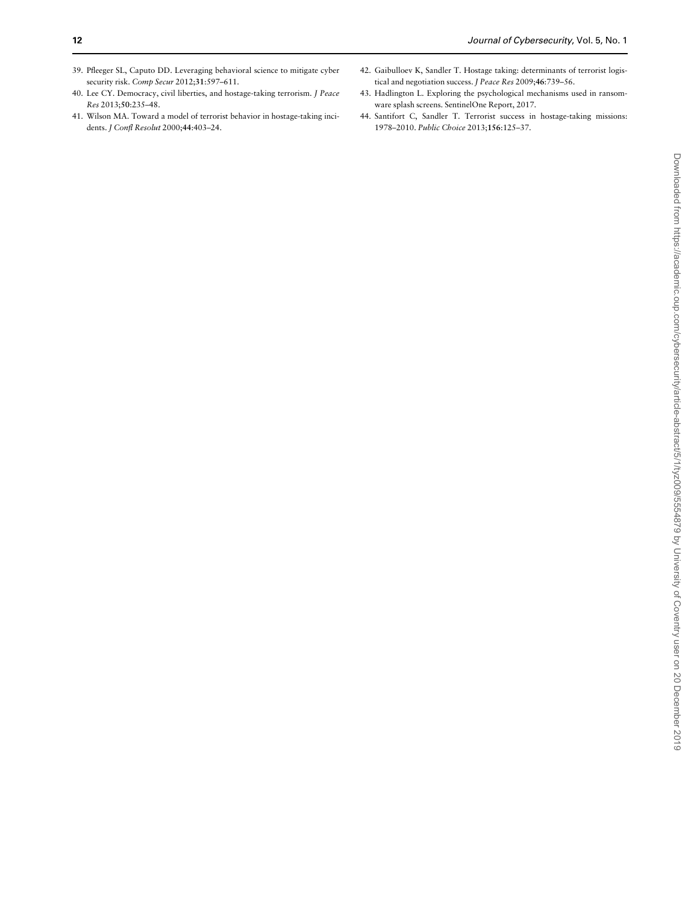39. Pfleeger SL, Caputo DD. Leveraging behavioral science to mitigate cyber security risk. *Comp Secur* 2012;**31**:597–611.
40. Lee CY. Democracy, civil liberties, and hostage-taking terrorism. *J Peace Res* 2013;**50**:235–48.
41. Wilson MA. Toward a model of terrorist behavior in hostage-taking incidents. *J Confl Resolut* 2000;**44**:403–24.
42. Gaibulloev K, Sandler T. Hostage taking: determinants of terrorist logistical and negotiation success. *J Peace Res* 2009;**46**:739–56.
43. Hadlington L. Exploring the psychological mechanisms used in ransomware splash screens. SentinelOne Report, 2017.
44. Santifort C, Sandler T. Terrorist success in hostage-taking missions: 1978–2010. *Public Choice* 2013;**156**:125–37.